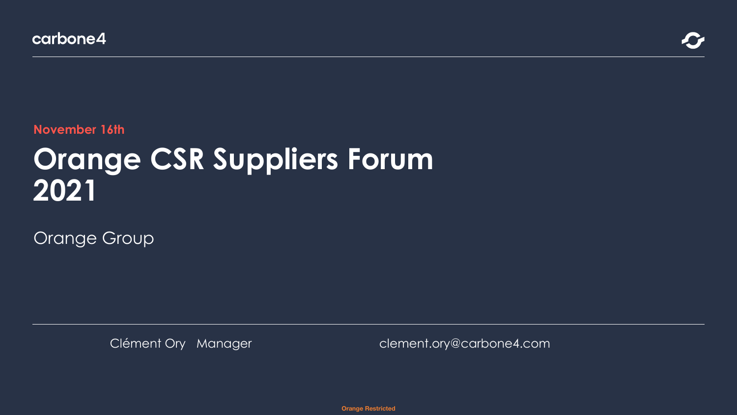carbone4

**November 16th**

# Orange CSR Suppliers Forum 2021

Orange Group

Clément Ory   Manager   clement.ory@carbone4.com

Orange Restricted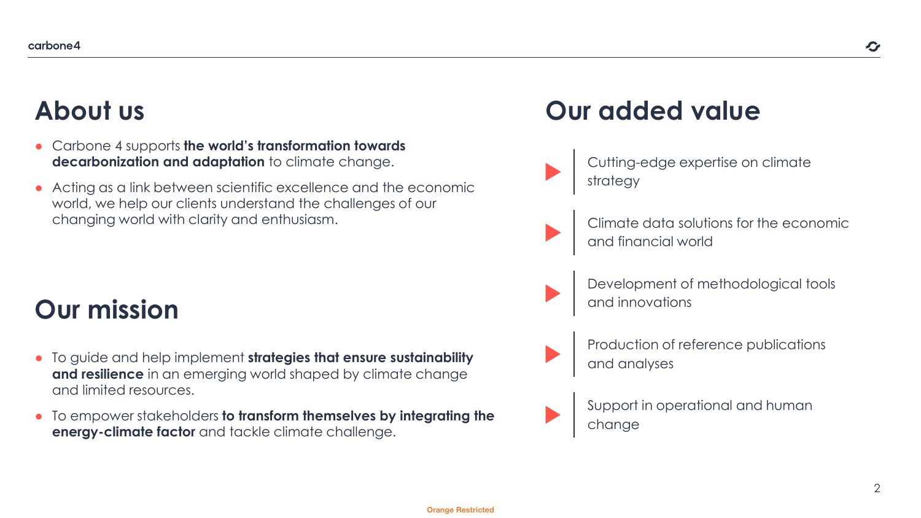# About us

- Carbone 4 supports **the world's transformation towards decarbonization and adaptation** to climate change.
- Acting as a link between scientific excellence and the economic world, we help our clients understand the challenges of our changing world with clarity and enthusiasm.

# Our mission

- To guide and help implement **strategies that ensure sustainability and resilience** in an emerging world shaped by climate change and limited resources.
- To empower stakeholders **to transform themselves by integrating the energy-climate factor** and tackle climate challenge.

# Our added value

- Cutting-edge expertise on climate strategy
- Climate data solutions for the economic and financial world
- Development of methodological tools and innovations
- Production of reference publications and analyses
- Support in operational and human change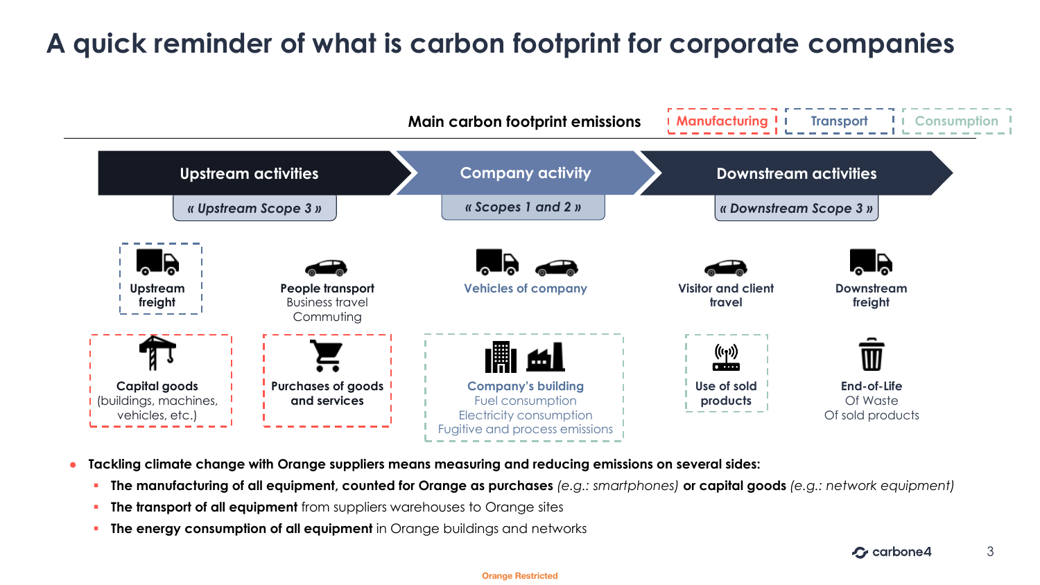# A quick reminder of what is carbon footprint for corporate companies

**Main carbon footprint emissions**

Manufacturing | Transport | Consumption

| Upstream activities | | Company activity | Downstream activities | |
|---|---|---|---|---|
| *« Upstream Scope 3 »* | | *« Scopes 1 and 2 »* | *« Downstream Scope 3 »* | |
| **Upstream freight** | **People transport** Business travel Commuting | **Vehicles of company** | **Visitor and client travel** | **Downstream freight** |
| **Capital goods** (buildings, machines, vehicles, etc.) | **Purchases of goods and services** | **Company's building** Fuel consumption Electricity consumption Fugitive and process emissions | **Use of sold products** | **End-of-Life** Of Waste Of sold products |

- **Tackling climate change with Orange suppliers means measuring and reducing emissions on several sides:**
  - **The manufacturing of all equipment, counted for Orange as purchases** *(e.g.: smartphones)* **or capital goods** *(e.g.: network equipment)*
  - **The transport of all equipment** from suppliers warehouses to Orange sites
  - **The energy consumption of all equipment** in Orange buildings and networks

carbone4

Orange Restricted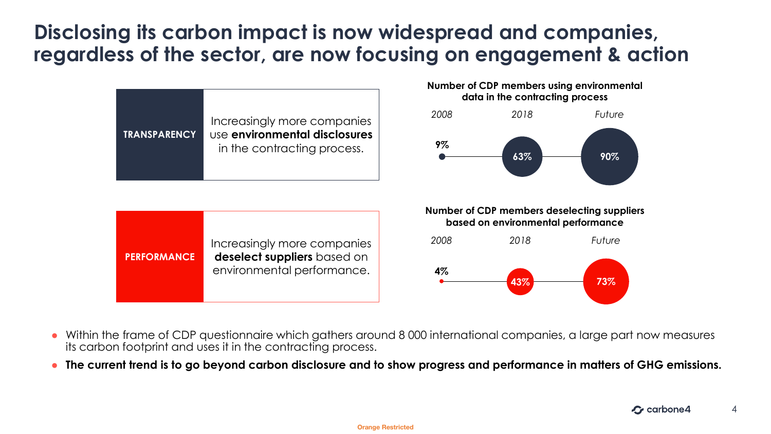# Disclosing its carbon impact is now widespread and companies, regardless of the sector, are now focusing on engagement & action

**TRANSPARENCY**

Increasingly more companies use **environmental disclosures** in the contracting process.

**Number of CDP members using environmental data in the contracting process**

| *2008* | *2018* | *Future* |
| --- | --- | --- |
| 9% | 63% | 90% |

**PERFORMANCE**

Increasingly more companies **deselect suppliers** based on environmental performance.

**Number of CDP members deselecting suppliers based on environmental performance**

| *2008* | *2018* | *Future* |
| --- | --- | --- |
| 4% | 43% | 73% |

- Within the frame of CDP questionnaire which gathers around 8 000 international companies, a large part now measures its carbon footprint and uses it in the contracting process.
- **The current trend is to go beyond carbon disclosure and to show progress and performance in matters of GHG emissions.**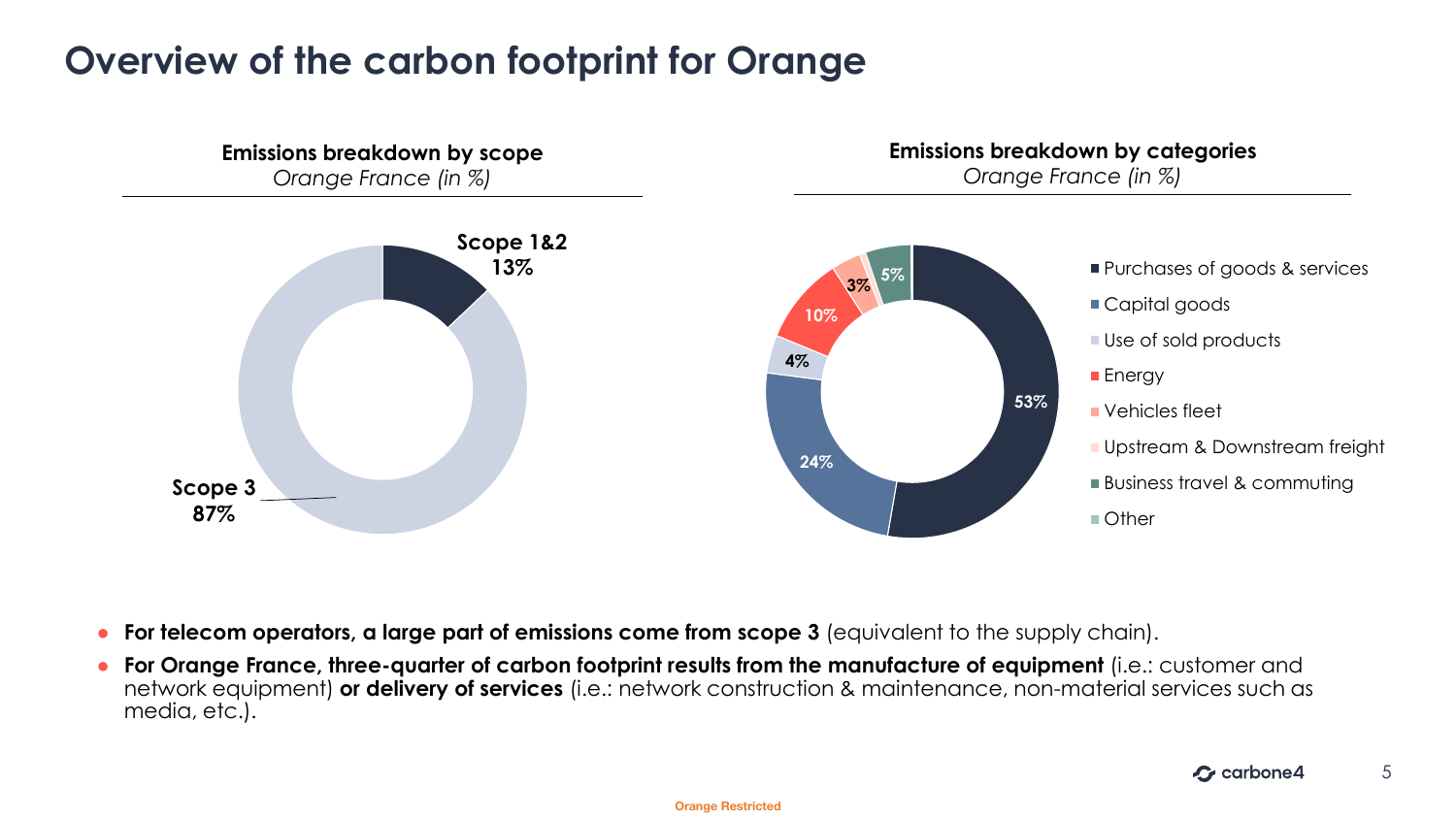# Overview of the carbon footprint for Orange

**Emissions breakdown by scope**
*Orange France (in %)*

- **Scope 1&2** 13%
- **Scope 3** 87%

**Emissions breakdown by categories**
*Orange France (in %)*

- Purchases of goods & services: 53%
- Capital goods: 24%
- Use of sold products: 4%
- Energy: 10%
- Vehicles fleet: 3%
- Upstream & Downstream freight
- Business travel & commuting: 5%
- Other

- **For telecom operators, a large part of emissions come from scope 3** (equivalent to the supply chain).
- **For Orange France, three-quarter of carbon footprint results from the manufacture of equipment** (i.e.: customer and network equipment) **or delivery of services** (i.e.: network construction & maintenance, non-material services such as media, etc.).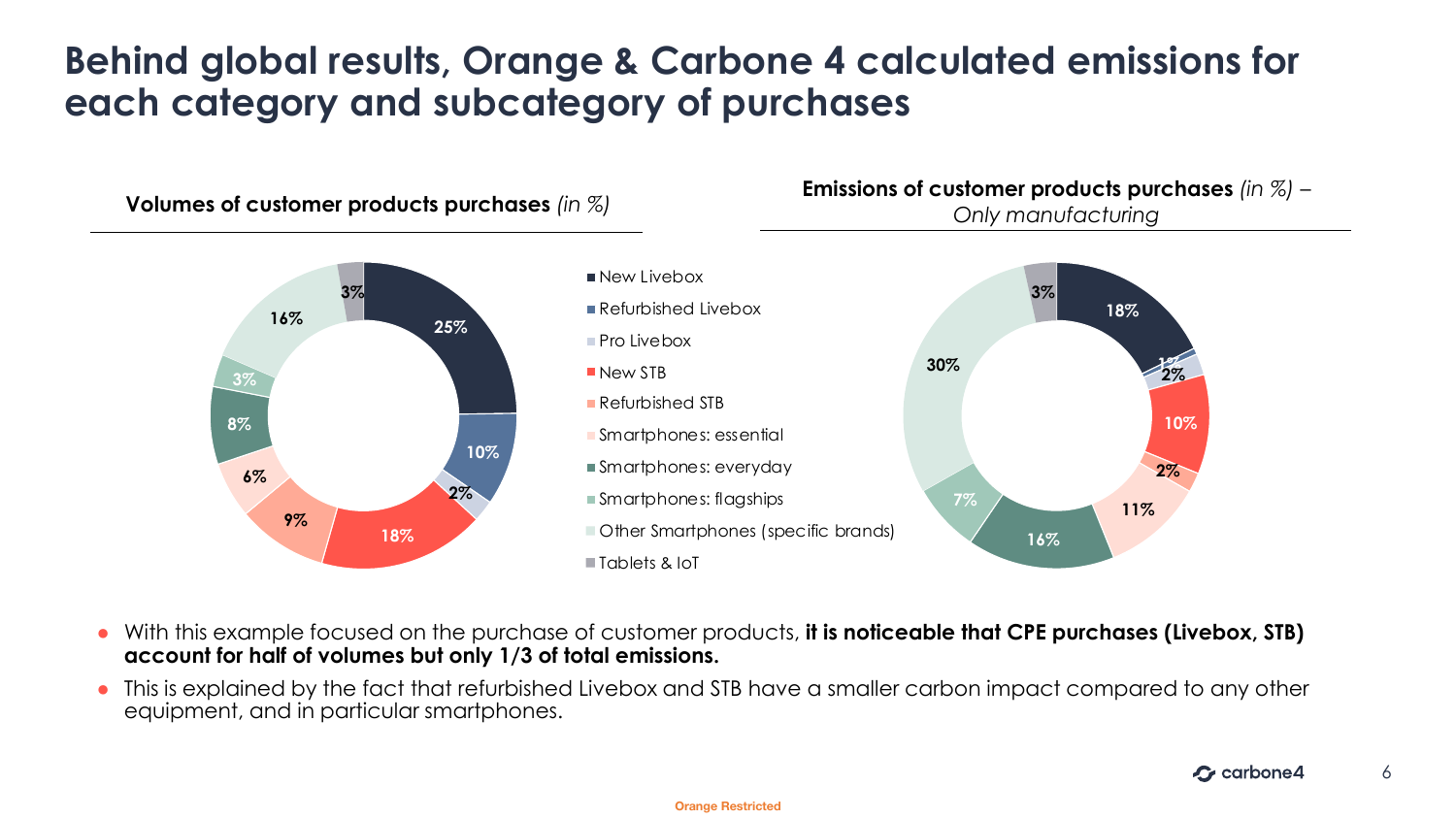# Behind global results, Orange & Carbone 4 calculated emissions for each category and subcategory of purchases

**Volumes of customer products purchases** *(in %)*

| Category | Share |
| --- | --- |
| New Livebox | 25% |
| Refurbished Livebox | 10% |
| Pro Livebox | 2% |
| New STB | 18% |
| Refurbished STB | 9% |
| Smartphones: essential | 6% |
| Smartphones: everyday | 8% |
| Smartphones: flagships | 3% |
| Other Smartphones (specific brands) | 16% |
| Tablets & IoT | 3% |

**Emissions of customer products purchases** *(in %) – Only manufacturing*

| Category | Share |
| --- | --- |
| New Livebox | 18% |
| Refurbished Livebox | 1% |
| Pro Livebox | 2% |
| New STB | 10% |
| Refurbished STB | 2% |
| Smartphones: essential | 11% |
| Smartphones: everyday | 16% |
| Smartphones: flagships | 7% |
| Other Smartphones (specific brands) | 30% |
| Tablets & IoT | 3% |

- With this example focused on the purchase of customer products, **it is noticeable that CPE purchases (Livebox, STB) account for half of volumes but only 1/3 of total emissions.**
- This is explained by the fact that refurbished Livebox and STB have a smaller carbon impact compared to any other equipment, and in particular smartphones.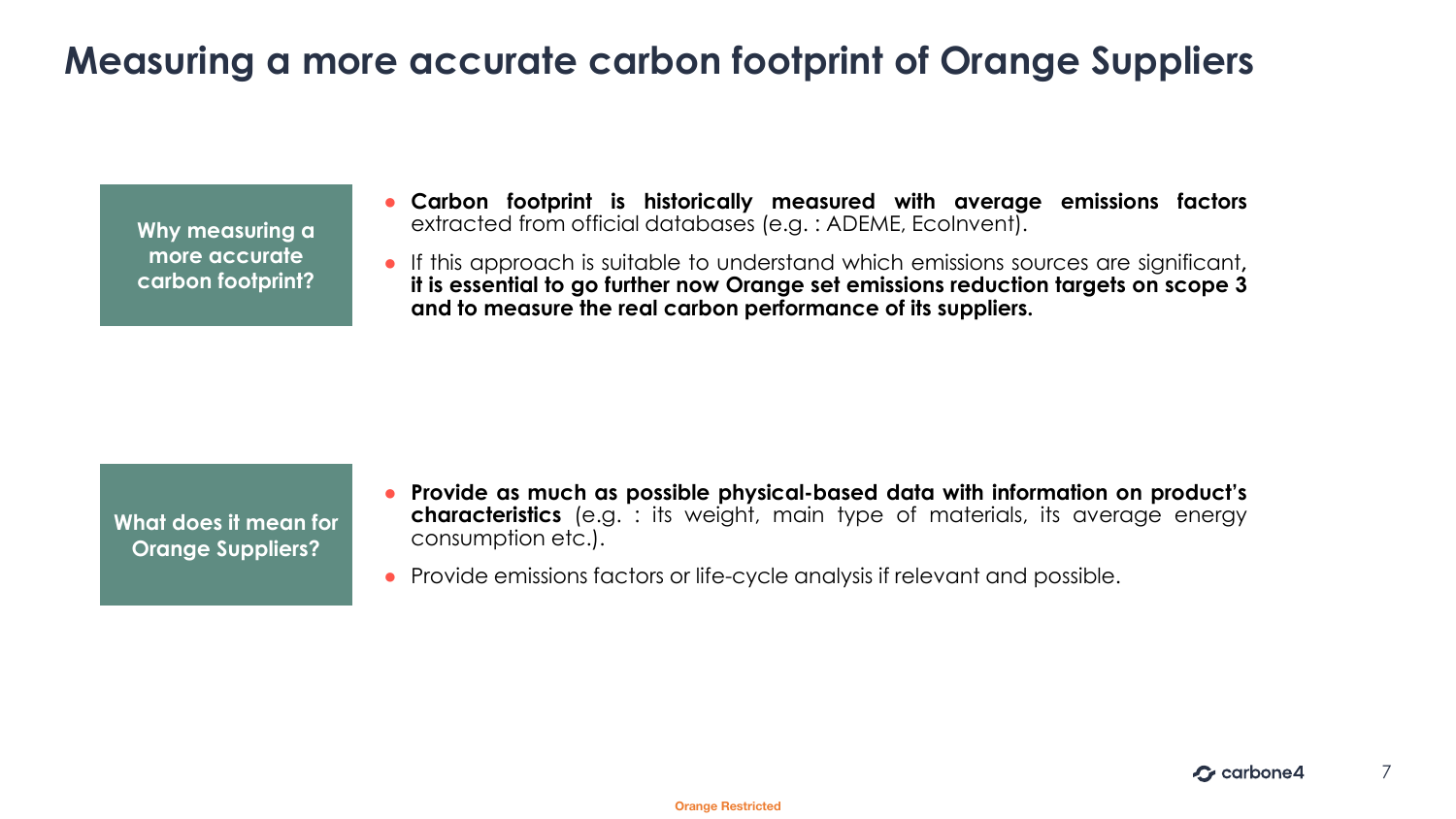# Measuring a more accurate carbon footprint of Orange Suppliers

**Why measuring a more accurate carbon footprint?**

- **Carbon footprint is historically measured with average emissions factors** extracted from official databases (e.g. : ADEME, EcoInvent).
- If this approach is suitable to understand which emissions sources are significant, **it is essential to go further now Orange set emissions reduction targets on scope 3 and to measure the real carbon performance of its suppliers.**

**What does it mean for Orange Suppliers?**

- **Provide as much as possible physical-based data with information on product's characteristics** (e.g. : its weight, main type of materials, its average energy consumption etc.).
- Provide emissions factors or life-cycle analysis if relevant and possible.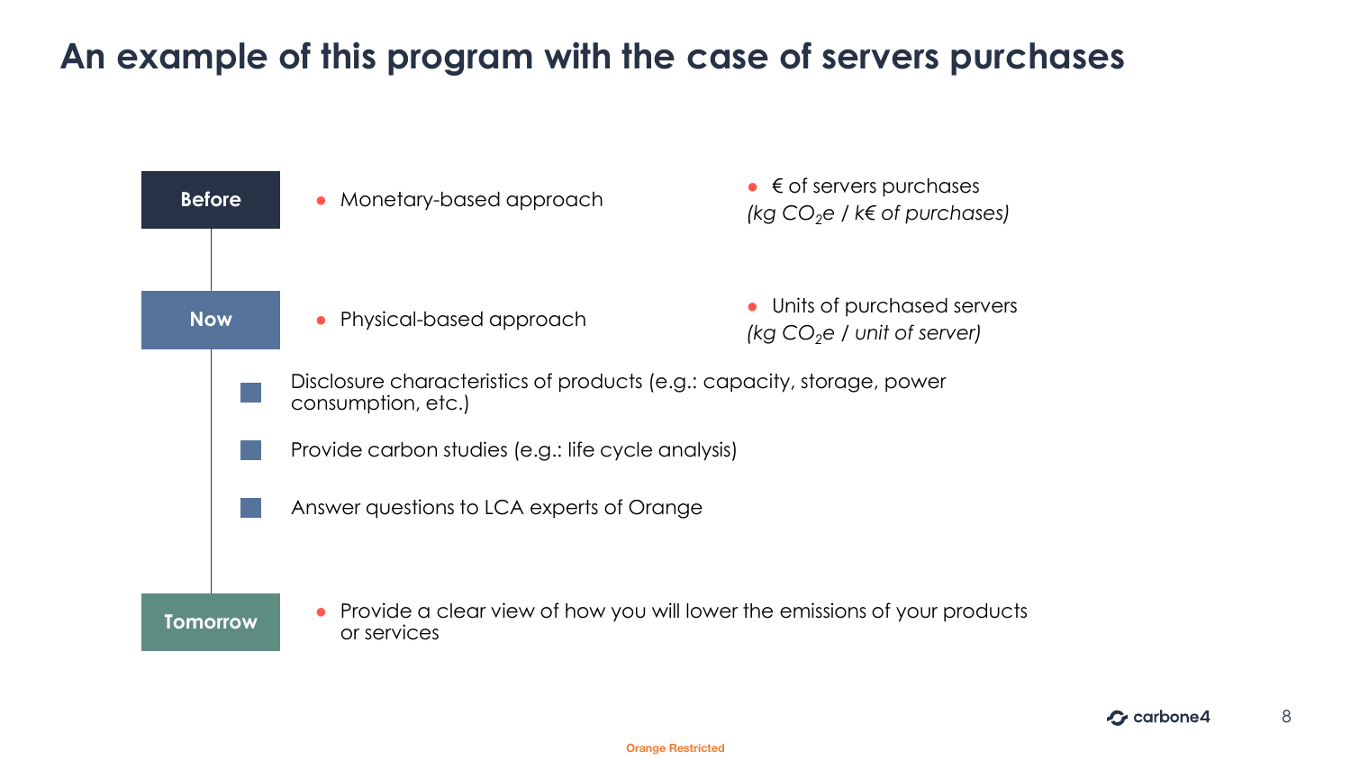# An example of this program with the case of servers purchases

**Before**

- Monetary-based approach
- € of servers purchases
  *(kg $CO_2$e / k€ of purchases)*

**Now**

- Physical-based approach
- Units of purchased servers
  *(kg $CO_2$e / unit of server)*

- Disclosure characteristics of products (e.g.: capacity, storage, power consumption, etc.)
- Provide carbon studies (e.g.: life cycle analysis)
- Answer questions to LCA experts of Orange

**Tomorrow**

- Provide a clear view of how you will lower the emissions of your products or services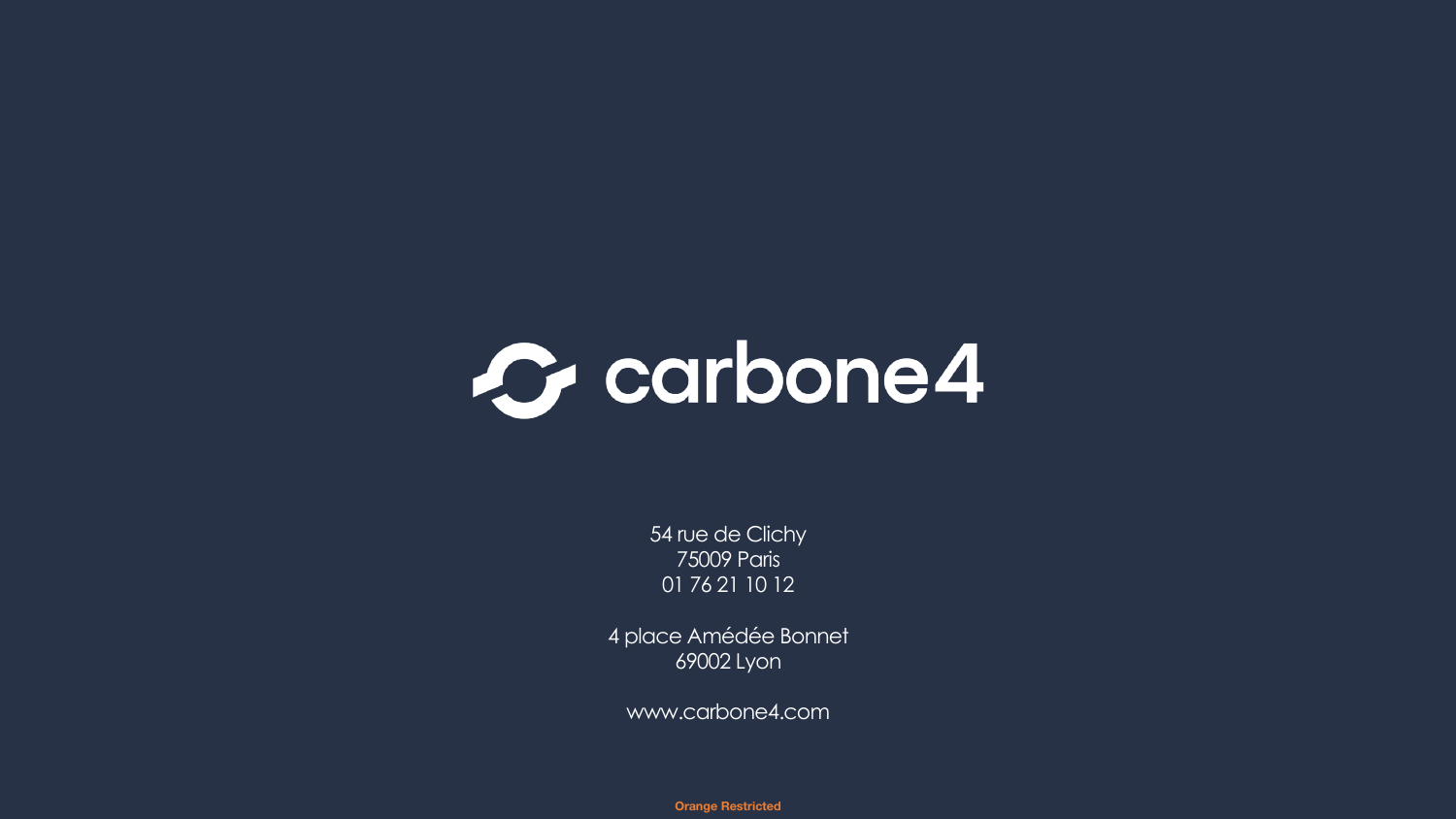carbone4

54 rue de Clichy
75009 Paris
01 76 21 10 12

4 place Amédée Bonnet
69002 Lyon

www.carbone4.com

Orange Restricted